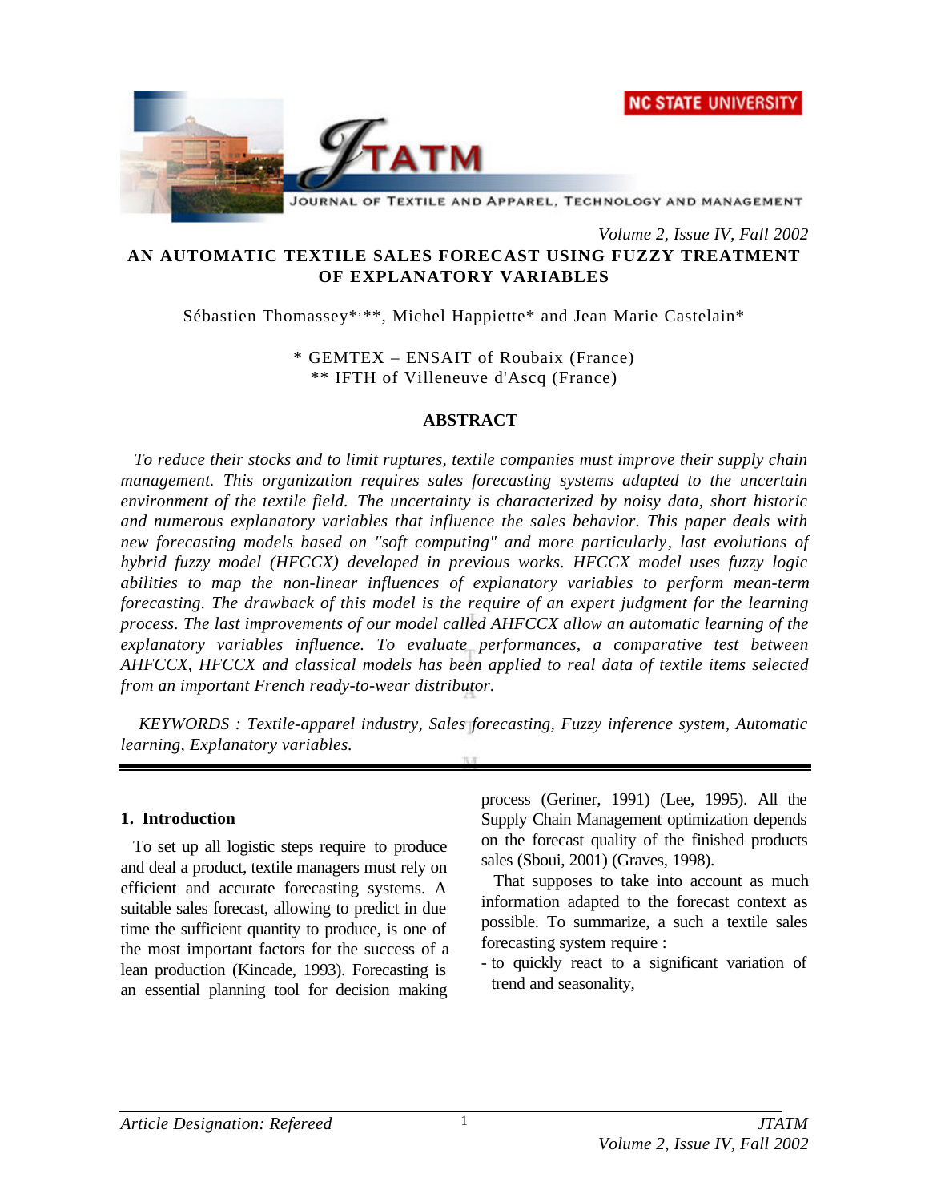# AN AUTOMATIC TEXTILE SALES FORECAST USING FUZZY TREATMENT OF EXPLANATORY VARIABLES

Sébastien Thomassey*,**, Michel Happiette* and Jean Marie Castelain*

\* GEMTEX – ENSAIT of Roubaix (France)
\** IFTH of Villeneuve d'Ascq (France)

## ABSTRACT

*To reduce their stocks and to limit ruptures, textile companies must improve their supply chain management. This organization requires sales forecasting systems adapted to the uncertain environment of the textile field. The uncertainty is characterized by noisy data, short historic and numerous explanatory variables that influence the sales behavior. This paper deals with new forecasting models based on "soft computing" and more particularly, last evolutions of hybrid fuzzy model (HFCCX) developed in previous works. HFCCX model uses fuzzy logic abilities to map the non-linear influences of explanatory variables to perform mean-term forecasting. The drawback of this model is the require of an expert judgment for the learning process. The last improvements of our model called AHFCCX allow an automatic learning of the explanatory variables influence. To evaluate performances, a comparative test between AHFCCX, HFCCX and classical models has been applied to real data of textile items selected from an important French ready-to-wear distributor.*

*KEYWORDS : Textile-apparel industry, Sales forecasting, Fuzzy inference system, Automatic learning, Explanatory variables.*

---

## 1. Introduction

To set up all logistic steps require to produce and deal a product, textile managers must rely on efficient and accurate forecasting systems. A suitable sales forecast, allowing to predict in due time the sufficient quantity to produce, is one of the most important factors for the success of a lean production (Kincade, 1993). Forecasting is an essential planning tool for decision making process (Geriner, 1991) (Lee, 1995). All the Supply Chain Management optimization depends on the forecast quality of the finished products sales (Sboui, 2001) (Graves, 1998).

That supposes to take into account as much information adapted to the forecast context as possible. To summarize, a such a textile sales forecasting system require :

- to quickly react to a significant variation of trend and seasonality,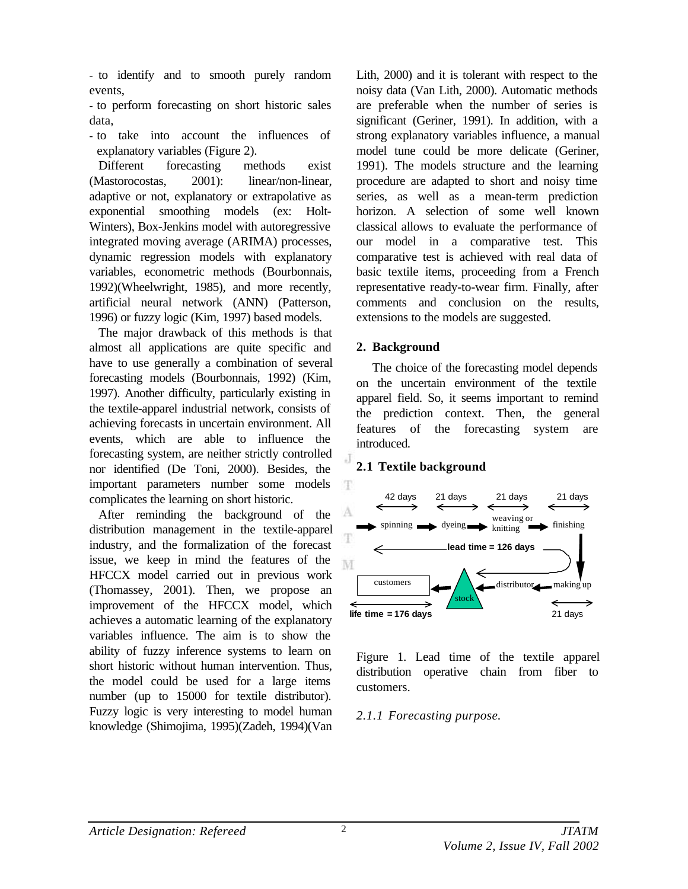- to identify and to smooth purely random events,

- to perform forecasting on short historic sales data,

- to take into account the influences of explanatory variables (Figure 2).

Different forecasting methods exist (Mastorocostas, 2001): linear/non-linear, adaptive or not, explanatory or extrapolative as exponential smoothing models (ex: Holt-Winters), Box-Jenkins model with autoregressive integrated moving average (ARIMA) processes, dynamic regression models with explanatory variables, econometric methods (Bourbonnais, 1992)(Wheelwright, 1985), and more recently, artificial neural network (ANN) (Patterson, 1996) or fuzzy logic (Kim, 1997) based models.

The major drawback of this methods is that almost all applications are quite specific and have to use generally a combination of several forecasting models (Bourbonnais, 1992) (Kim, 1997). Another difficulty, particularly existing in the textile-apparel industrial network, consists of achieving forecasts in uncertain environment. All events, which are able to influence the forecasting system, are neither strictly controlled nor identified (De Toni, 2000). Besides, the important parameters number some models complicates the learning on short historic.

After reminding the background of the distribution management in the textile-apparel industry, and the formalization of the forecast issue, we keep in mind the features of the HFCCX model carried out in previous work (Thomassey, 2001). Then, we propose an improvement of the HFCCX model, which achieves a automatic learning of the explanatory variables influence. The aim is to show the ability of fuzzy inference systems to learn on short historic without human intervention. Thus, the model could be used for a large items number (up to 15000 for textile distributor). Fuzzy logic is very interesting to model human knowledge (Shimojima, 1995)(Zadeh, 1994)(Van Lith, 2000) and it is tolerant with respect to the noisy data (Van Lith, 2000). Automatic methods are preferable when the number of series is significant (Geriner, 1991). In addition, with a strong explanatory variables influence, a manual model tune could be more delicate (Geriner, 1991). The models structure and the learning procedure are adapted to short and noisy time series, as well as a mean-term prediction horizon. A selection of some well known classical allows to evaluate the performance of our model in a comparative test. This comparative test is achieved with real data of basic textile items, proceeding from a French representative ready-to-wear firm. Finally, after comments and conclusion on the results, extensions to the models are suggested.

## 2. Background

The choice of the forecasting model depends on the uncertain environment of the textile apparel field. So, it seems important to remind the prediction context. Then, the general features of the forecasting system are introduced.

### 2.1 Textile background

42 days | 21 days | 21 days | 21 days

spinning → dyeing → weaving or knitting → finishing

lead time = 126 days

customers ← stock ← distributor ← making up

life time = 176 days | 21 days

Figure 1. Lead time of the textile apparel distribution operative chain from fiber to customers.

#### *2.1.1 Forecasting purpose.*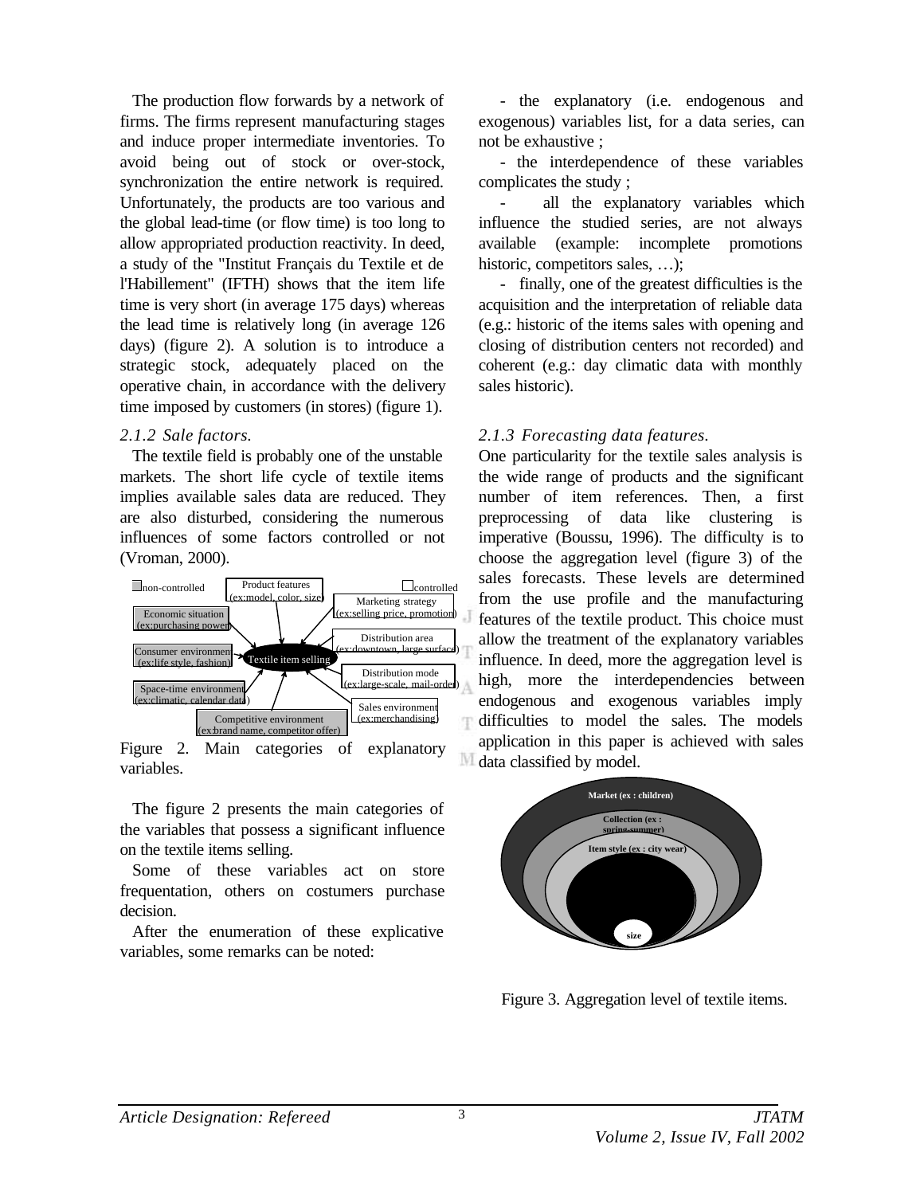The production flow forwards by a network of firms. The firms represent manufacturing stages and induce proper intermediate inventories. To avoid being out of stock or over-stock, synchronization the entire network is required. Unfortunately, the products are too various and the global lead-time (or flow time) is too long to allow appropriated production reactivity. In deed, a study of the "Institut Français du Textile et de l'Habillement" (IFTH) shows that the item life time is very short (in average 175 days) whereas the lead time is relatively long (in average 126 days) (figure 2). A solution is to introduce a strategic stock, adequately placed on the operative chain, in accordance with the delivery time imposed by customers (in stores) (figure 1).

### *2.1.2 Sale factors.*

The textile field is probably one of the unstable markets. The short life cycle of textile items implies available sales data are reduced. They are also disturbed, considering the numerous influences of some factors controlled or not (Vroman, 2000).

non-controlled | controlled

Product features (ex:model, color, size)
Marketing strategy (ex:selling price, promotion)
Economic situation (ex:purchasing power)
Distribution area (ex:downtown, large surface)
Consumer environment (ex:life style, fashion)
Textile item selling
Distribution mode (ex:large-scale, mail-order)
Space-time environment (ex:climatic, calendar data)
Sales environment (ex:merchandising)
Competitive environment (ex:brand name, competitor offer)

Figure 2. Main categories of explanatory variables.

The figure 2 presents the main categories of the variables that possess a significant influence on the textile items selling.

Some of these variables act on store frequentation, others on costumers purchase decision.

After the enumeration of these explicative variables, some remarks can be noted:

- the explanatory (i.e. endogenous and exogenous) variables list, for a data series, can not be exhaustive ;
- the interdependence of these variables complicates the study ;
- all the explanatory variables which influence the studied series, are not always available (example: incomplete promotions historic, competitors sales, …);
- finally, one of the greatest difficulties is the acquisition and the interpretation of reliable data (e.g.: historic of the items sales with opening and closing of distribution centers not recorded) and coherent (e.g.: day climatic data with monthly sales historic).

### *2.1.3 Forecasting data features.*

One particularity for the textile sales analysis is the wide range of products and the significant number of item references. Then, a first preprocessing of data like clustering is imperative (Boussu, 1996). The difficulty is to choose the aggregation level (figure 3) of the sales forecasts. These levels are determined from the use profile and the manufacturing features of the textile product. This choice must allow the treatment of the explanatory variables influence. In deed, more the aggregation level is high, more the interdependencies between endogenous and exogenous variables imply difficulties to model the sales. The models application in this paper is achieved with sales data classified by model.

Market (ex : children)
Collection (ex : spring-summer)
Item style (ex : city wear)
size

Figure 3. Aggregation level of textile items.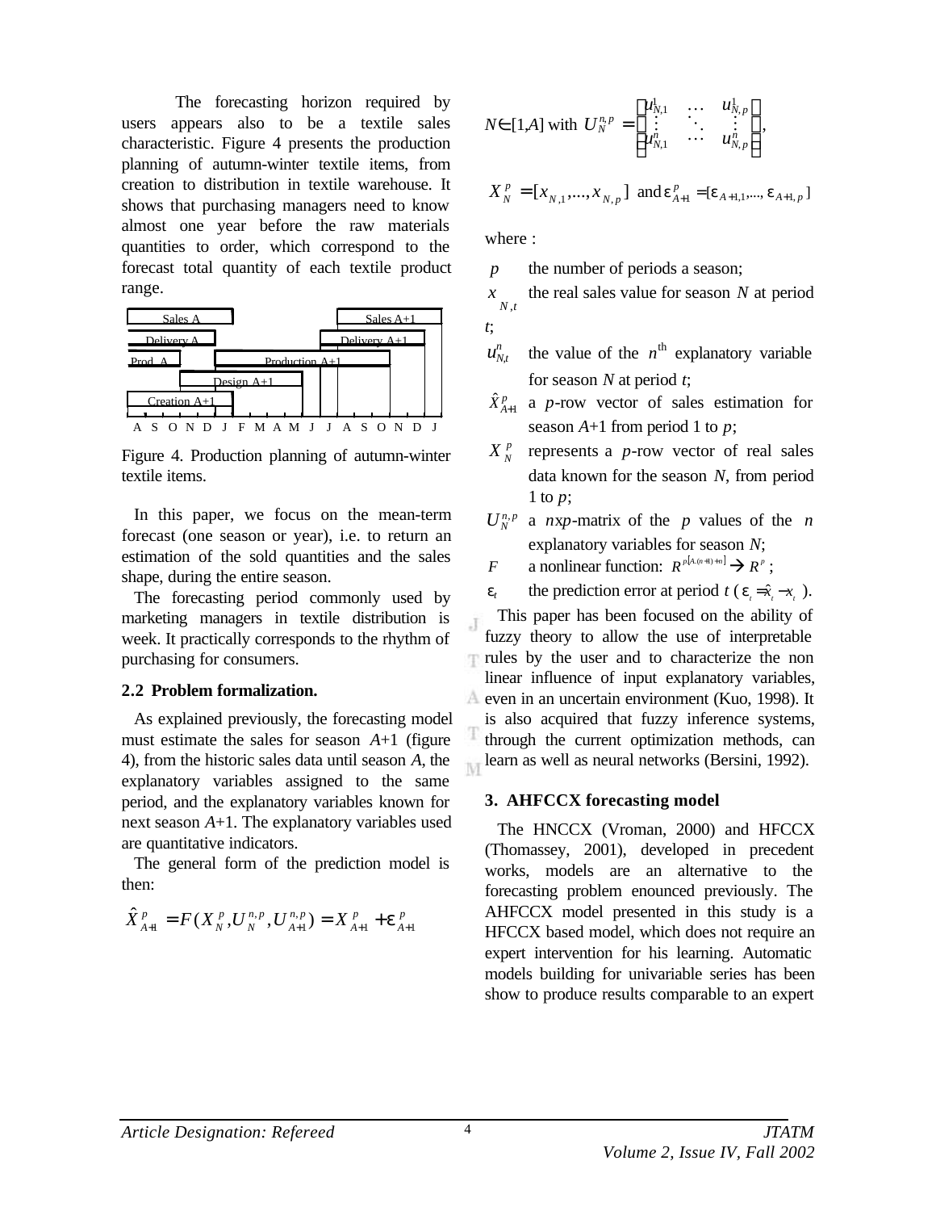The forecasting horizon required by users appears also to be a textile sales characteristic. Figure 4 presents the production planning of autumn-winter textile items, from creation to distribution in textile warehouse. It shows that purchasing managers need to know almost one year before the raw materials quantities to order, which correspond to the forecast total quantity of each textile product range.

Sales A | Sales A+1 | Delivery A | Delivery A+1 | Prod. A | Production A+1 | Design A+1 | Creation A+1

A S O N D J F M A M J J A S O N D J

Figure 4. Production planning of autumn-winter textile items.

In this paper, we focus on the mean-term forecast (one season or year), i.e. to return an estimation of the sold quantities and the sales shape, during the entire season.

The forecasting period commonly used by marketing managers in textile distribution is week. It practically corresponds to the rhythm of purchasing for consumers.

### 2.2 Problem formalization.

As explained previously, the forecasting model must estimate the sales for season $A$+1 (figure 4), from the historic sales data until season $A$, the explanatory variables assigned to the same period, and the explanatory variables known for next season $A$+1. The explanatory variables used are quantitative indicators.

The general form of the prediction model is then:

$$\hat{X}^{p}_{A+1} = F(X^{p}_{N}, U^{n,p}_{N}, U^{n,p}_{A+1}) = X^{p}_{A+1} + \varepsilon^{p}_{A+1}$$

$N \in [1, A]$ with $U^{n,p}_{N} = \begin{pmatrix} u^{1}_{N,1} & \cdots & u^{1}_{N,p} \\ \vdots & \ddots & \vdots \\ u^{n}_{N,1} & \cdots & u^{n}_{N,p} \end{pmatrix}$,

$X^{p}_{N} = [x_{N,1}, ..., x_{N,p}]$ and $\varepsilon^{p}_{A+1} = [\varepsilon_{A+1,1}, ..., \varepsilon_{A+1,p}]$

where :

- $p$ the number of periods a season;
- $x_{N,t}$ the real sales value for season $N$ at period $t$;
- $u^{n}_{N,t}$ the value of the $n^{\text{th}}$ explanatory variable for season $N$ at period $t$;
- $\hat{X}^{p}_{A+1}$ a $p$-row vector of sales estimation for season $A$+1 from period 1 to $p$;
- $X^{p}_{N}$ represents a $p$-row vector of real sales data known for the season $N$, from period 1 to $p$;
- $U^{n,p}_{N}$ a $n$x$p$-matrix of the $p$ values of the $n$ explanatory variables for season $N$;
- $F$ a nonlinear function: $R^{p[A.(n+1)+n]} \rightarrow R^{p}$ ;
- $\varepsilon_t$ the prediction error at period $t$ ($\varepsilon_t = \hat{x}_t - x_t$).

This paper has been focused on the ability of fuzzy theory to allow the use of interpretable rules by the user and to characterize the non linear influence of input explanatory variables, even in an uncertain environment (Kuo, 1998). It is also acquired that fuzzy inference systems, through the current optimization methods, can learn as well as neural networks (Bersini, 1992).

## 3. AHFCCX forecasting model

The HNCCX (Vroman, 2000) and HFCCX (Thomassey, 2001), developed in precedent works, models are an alternative to the forecasting problem enounced previously. The AHFCCX model presented in this study is a HFCCX based model, which does not require an expert intervention for his learning. Automatic models building for univariable series has been show to produce results comparable to an expert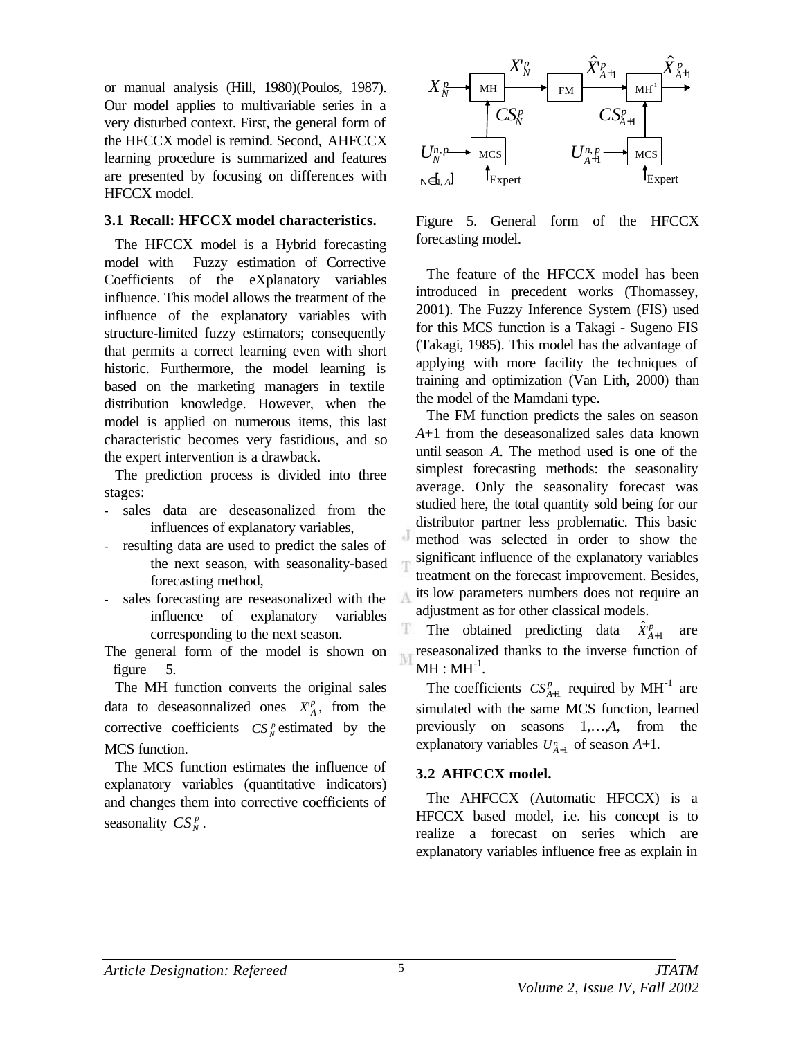or manual analysis (Hill, 1980)(Poulos, 1987). Our model applies to multivariable series in a very disturbed context. First, the general form of the HFCCX model is remind. Second, AHFCCX learning procedure is summarized and features are presented by focusing on differences with HFCCX model.

### 3.1 Recall: HFCCX model characteristics.

The HFCCX model is a Hybrid forecasting model with Fuzzy estimation of Corrective Coefficients of the eXplanatory variables influence. This model allows the treatment of the influence of the explanatory variables with structure-limited fuzzy estimators; consequently that permits a correct learning even with short historic. Furthermore, the model learning is based on the marketing managers in textile distribution knowledge. However, when the model is applied on numerous items, this last characteristic becomes very fastidious, and so the expert intervention is a drawback.

The prediction process is divided into three stages:

- sales data are deseasonalized from the influences of explanatory variables,
- resulting data are used to predict the sales of the next season, with seasonality-based forecasting method,
- sales forecasting are reseasonalized with the influence of explanatory variables corresponding to the next season.

The general form of the model is shown on figure 5.

The MH function converts the original sales data to deseasonnalized ones $X'^{p}_{A}$, from the corrective coefficients $CS^{p}_{N}$ estimated by the MCS function.

The MCS function estimates the influence of explanatory variables (quantitative indicators) and changes them into corrective coefficients of seasonality $CS^{p}_{N}$.

Figure 5. General form of the HFCCX forecasting model.

The feature of the HFCCX model has been introduced in precedent works (Thomassey, 2001). The Fuzzy Inference System (FIS) used for this MCS function is a Takagi - Sugeno FIS (Takagi, 1985). This model has the advantage of applying with more facility the techniques of training and optimization (Van Lith, 2000) than the model of the Mamdani type.

The FM function predicts the sales on season $A$+1 from the deseasonalized sales data known until season $A$. The method used is one of the simplest forecasting methods: the seasonality average. Only the seasonality forecast was studied here, the total quantity sold being for our distributor partner less problematic. This basic method was selected in order to show the significant influence of the explanatory variables treatment on the forecast improvement. Besides, its low parameters numbers does not require an adjustment as for other classical models.

The obtained predicting data $\hat{X}'^{p}_{A+1}$ are reseasonalized thanks to the inverse function of MH : MH$^{-1}$.

The coefficients $CS^{p}_{A+1}$ required by MH$^{-1}$ are simulated with the same MCS function, learned previously on seasons 1,…,$A$, from the explanatory variables $U^{n}_{A+1}$ of season $A$+1.

### 3.2 AHFCCX model.

The AHFCCX (Automatic HFCCX) is a HFCCX based model, i.e. his concept is to realize a forecast on series which are explanatory variables influence free as explain in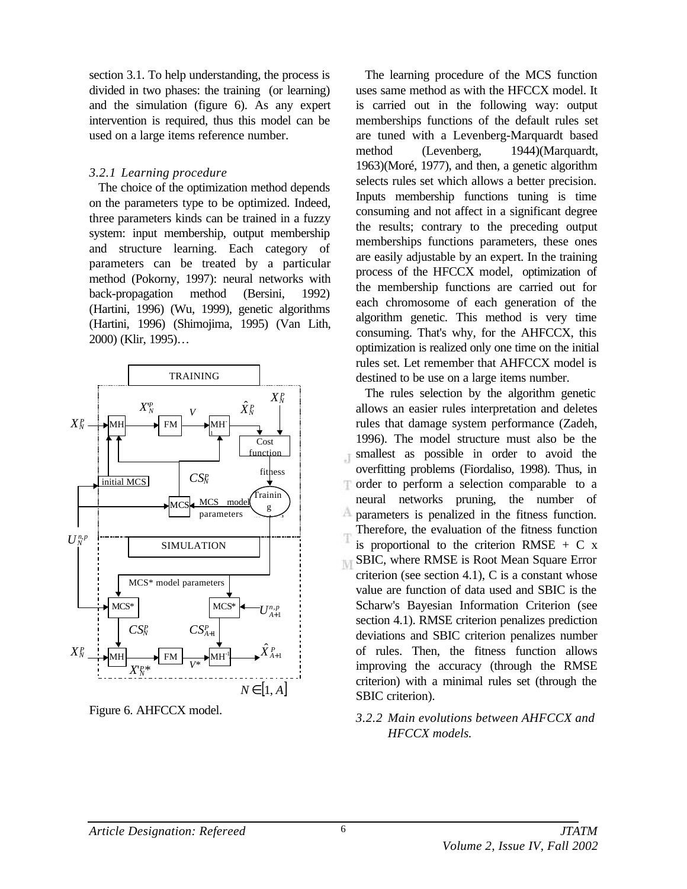section 3.1. To help understanding, the process is divided in two phases: the training (or learning) and the simulation (figure 6). As any expert intervention is required, thus this model can be used on a large items reference number.

### *3.2.1 Learning procedure*

The choice of the optimization method depends on the parameters type to be optimized. Indeed, three parameters kinds can be trained in a fuzzy system: input membership, output membership and structure learning. Each category of parameters can be treated by a particular method (Pokorny, 1997): neural networks with back-propagation method (Bersini, 1992) (Hartini, 1996) (Wu, 1999), genetic algorithms (Hartini, 1996) (Shimojima, 1995) (Van Lith, 2000) (Klir, 1995)…

Figure 6. AHFCCX model.

The learning procedure of the MCS function uses same method as with the HFCCX model. It is carried out in the following way: output memberships functions of the default rules set are tuned with a Levenberg-Marquardt based method (Levenberg, 1944)(Marquardt, 1963)(Moré, 1977), and then, a genetic algorithm selects rules set which allows a better precision. Inputs membership functions tuning is time consuming and not affect in a significant degree the results; contrary to the preceding output memberships functions parameters, these ones are easily adjustable by an expert. In the training process of the HFCCX model, optimization of the membership functions are carried out for each chromosome of each generation of the algorithm genetic. This method is very time consuming. That's why, for the AHFCCX, this optimization is realized only one time on the initial rules set. Let remember that AHFCCX model is destined to be use on a large items number.

The rules selection by the algorithm genetic allows an easier rules interpretation and deletes rules that damage system performance (Zadeh, 1996). The model structure must also be the smallest as possible in order to avoid the overfitting problems (Fiordaliso, 1998). Thus, in order to perform a selection comparable to a neural networks pruning, the number of parameters is penalized in the fitness function. Therefore, the evaluation of the fitness function is proportional to the criterion RMSE + C x SBIC, where RMSE is Root Mean Square Error criterion (see section 4.1), C is a constant whose value are function of data used and SBIC is the Scharw's Bayesian Information Criterion (see section 4.1). RMSE criterion penalizes prediction deviations and SBIC criterion penalizes number of rules. Then, the fitness function allows improving the accuracy (through the RMSE criterion) with a minimal rules set (through the SBIC criterion).

### *3.2.2 Main evolutions between AHFCCX and HFCCX models.*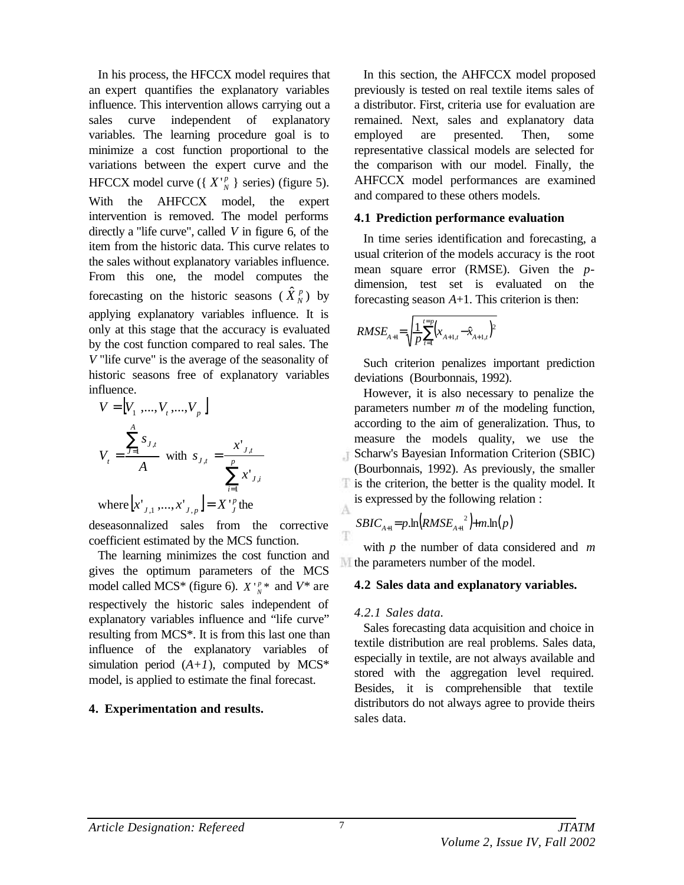In his process, the HFCCX model requires that an expert quantifies the explanatory variables influence. This intervention allows carrying out a sales curve independent of explanatory variables. The learning procedure goal is to minimize a cost function proportional to the variations between the expert curve and the HFCCX model curve ({ $X'^{p}_{N}$ } series) (figure 5). With the AHFCCX model, the expert intervention is removed. The model performs directly a "life curve", called $V$ in figure 6, of the item from the historic data. This curve relates to the sales without explanatory variables influence. From this one, the model computes the forecasting on the historic seasons ( $\hat{X}^{p}_{N}$ ) by applying explanatory variables influence. It is only at this stage that the accuracy is evaluated by the cost function compared to real sales. The $V$ "life curve" is the average of the seasonality of historic seasons free of explanatory variables influence.

$$V = \lfloor V_1, ..., V_t, ..., V_p \rfloor$$

$$V_t = \frac{\sum_{J=1}^{A} s_{J,t}}{A} \text{ with } s_{J,t} = \frac{x'_{J,t}}{\sum_{i=1}^{p} x'_{J,i}}$$

where $\lfloor x'_{J,1}, ..., x'_{J,p} \rfloor = X'^{p}_{J}$ the deseasonnalized sales from the corrective coefficient estimated by the MCS function.

The learning minimizes the cost function and gives the optimum parameters of the MCS model called MCS* (figure 6). $X'^{p}_{N}*$ and $V$* are respectively the historic sales independent of explanatory variables influence and "life curve" resulting from MCS*. It is from this last one than influence of the explanatory variables of simulation period ($A+1$), computed by MCS* model, is applied to estimate the final forecast.

## 4. Experimentation and results.

In this section, the AHFCCX model proposed previously is tested on real textile items sales of a distributor. First, criteria use for evaluation are remained. Next, sales and explanatory data employed are presented. Then, some representative classical models are selected for the comparison with our model. Finally, the AHFCCX model performances are examined and compared to these others models.

### 4.1 Prediction performance evaluation

In time series identification and forecasting, a usual criterion of the models accuracy is the root mean square error (RMSE). Given the $p$-dimension, test set is evaluated on the forecasting season $A$+1. This criterion is then:

$$RMSE_{A+1} = \sqrt{\frac{1}{p}\sum_{t=1}^{t=p}\left(x_{A+1,t} - \hat{x}_{A+1,t}\right)^2}$$

Such criterion penalizes important prediction deviations (Bourbonnais, 1992).

However, it is also necessary to penalize the parameters number $m$ of the modeling function, according to the aim of generalization. Thus, to measure the models quality, we use the Scharw's Bayesian Information Criterion (SBIC) (Bourbonnais, 1992). As previously, the smaller is the criterion, the better is the quality model. It is expressed by the following relation :

$$SBIC_{A+1} = p.\ln\left(RMSE_{A+1}{}^2\right) + m.\ln(p)$$

with $p$ the number of data considered and $m$ the parameters number of the model.

### 4.2 Sales data and explanatory variables.

#### 4.2.1 Sales data.

Sales forecasting data acquisition and choice in textile distribution are real problems. Sales data, especially in textile, are not always available and stored with the aggregation level required. Besides, it is comprehensible that textile distributors do not always agree to provide theirs sales data.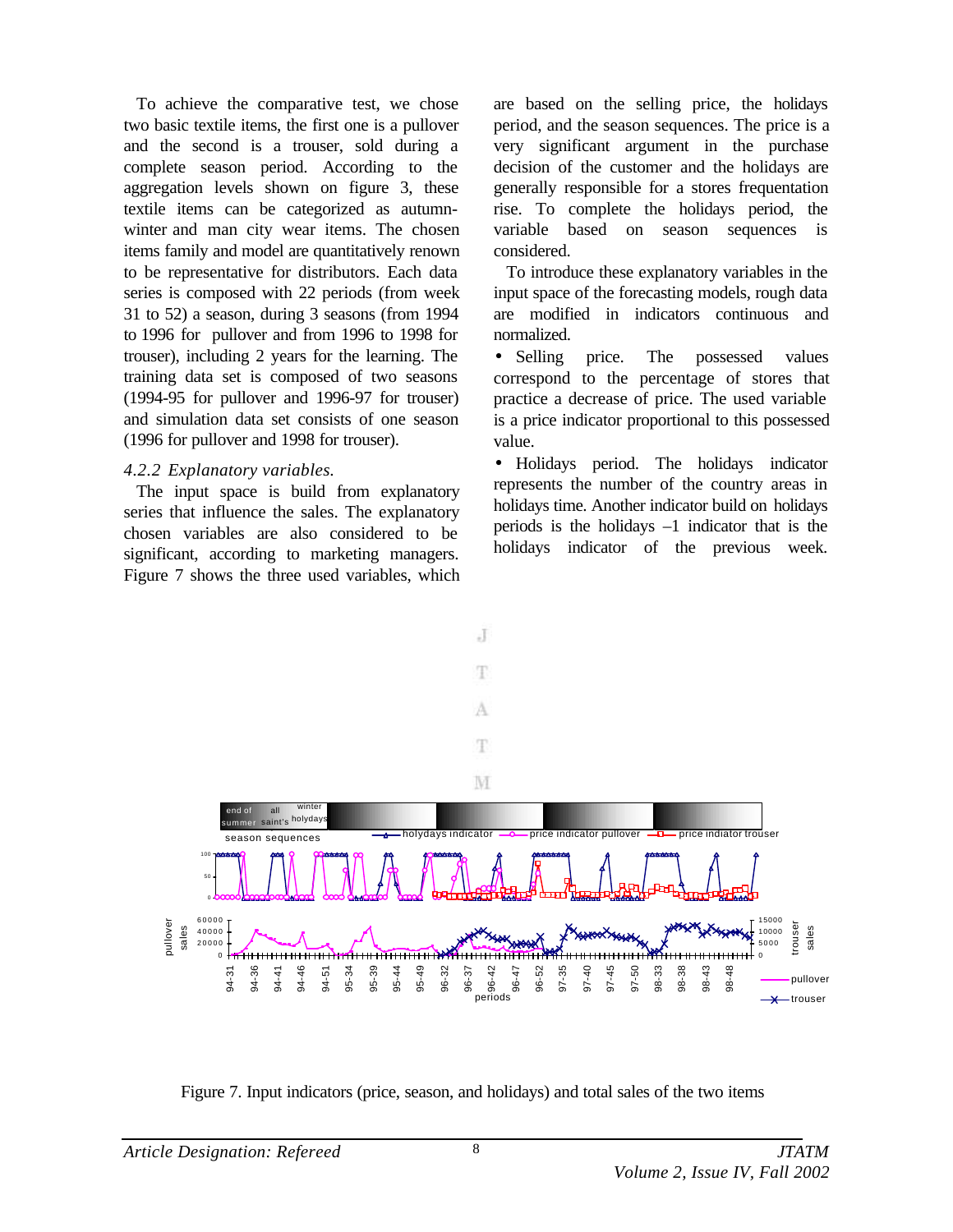To achieve the comparative test, we chose two basic textile items, the first one is a pullover and the second is a trouser, sold during a complete season period. According to the aggregation levels shown on figure 3, these textile items can be categorized as autumn-winter and man city wear items. The chosen items family and model are quantitatively renown to be representative for distributors. Each data series is composed with 22 periods (from week 31 to 52) a season, during 3 seasons (from 1994 to 1996 for pullover and from 1996 to 1998 for trouser), including 2 years for the learning. The training data set is composed of two seasons (1994-95 for pullover and 1996-97 for trouser) and simulation data set consists of one season (1996 for pullover and 1998 for trouser).

### *4.2.2 Explanatory variables.*

The input space is build from explanatory series that influence the sales. The explanatory chosen variables are also considered to be significant, according to marketing managers. Figure 7 shows the three used variables, which are based on the selling price, the holidays period, and the season sequences. The price is a very significant argument in the purchase decision of the customer and the holidays are generally responsible for a stores frequentation rise. To complete the holidays period, the variable based on season sequences is considered.

To introduce these explanatory variables in the input space of the forecasting models, rough data are modified in indicators continuous and normalized.

- Selling price. The possessed values correspond to the percentage of stores that practice a decrease of price. The used variable is a price indicator proportional to this possessed value.
- Holidays period. The holidays indicator represents the number of the country areas in holidays time. Another indicator build on holidays periods is the holidays –1 indicator that is the holidays indicator of the previous week.

Figure 7. Input indicators (price, season, and holidays) and total sales of the two items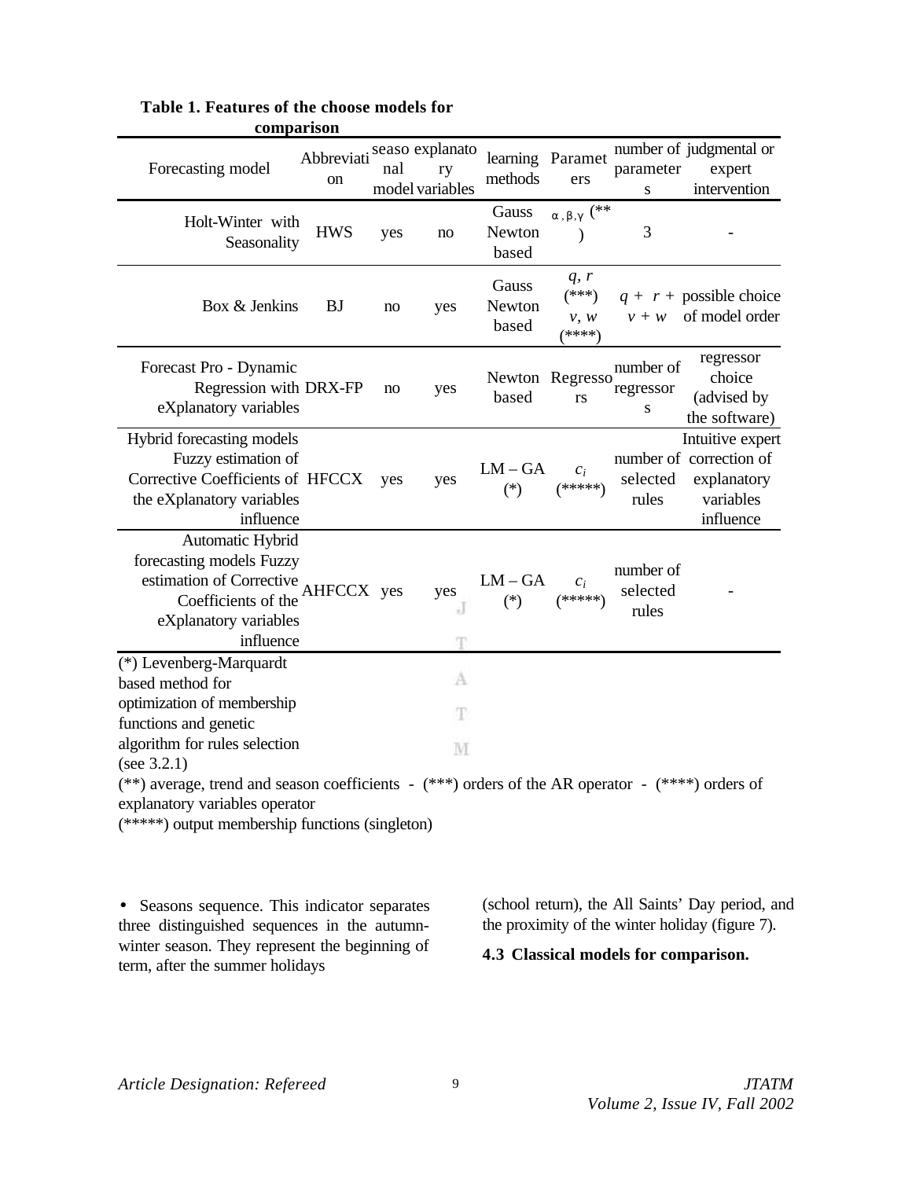**Table 1. Features of the choose models for comparison**

| Forecasting model | Abbreviation | seasonal model | explanatory variables | learning methods | Parameters | number of parameters | judgmental or expert intervention |
|---|---|---|---|---|---|---|---|
| Holt-Winter with Seasonality | HWS | yes | no | Gauss Newton based | $\alpha, \beta, \gamma$ (**) | 3 | - |
| Box & Jenkins | BJ | no | yes | Gauss Newton based | $q, r$ (***) $v, w$ (****) | $q + r + v + w$ | possible choice of model order |
| Forecast Pro - Dynamic Regression with eXplanatory variables | DRX-FP | no | yes | Newton based | Regressors | number of regressors | regressor choice (advised by the software) |
| Hybrid forecasting models Fuzzy estimation of Corrective Coefficients of the eXplanatory variables influence | HFCCX | yes | yes | LM – GA (*) | $c_i$ (*****) | number of selected rules | Intuitive expert correction of explanatory variables influence |
| Automatic Hybrid forecasting models Fuzzy estimation of Corrective Coefficients of the eXplanatory variables influence | AHFCCX | yes | yes | LM – GA (*) | $c_i$ (*****) | number of selected rules | - |

(*) Levenberg-Marquardt based method for optimization of membership functions and genetic algorithm for rules selection (see 3.2.1)

(**) average, trend and season coefficients - (***) orders of the AR operator - (****) orders of explanatory variables operator

(*****) output membership functions (singleton)

- Seasons sequence. This indicator separates three distinguished sequences in the autumn-winter season. They represent the beginning of term, after the summer holidays (school return), the All Saints' Day period, and the proximity of the winter holiday (figure 7).

**4.3 Classical models for comparison.**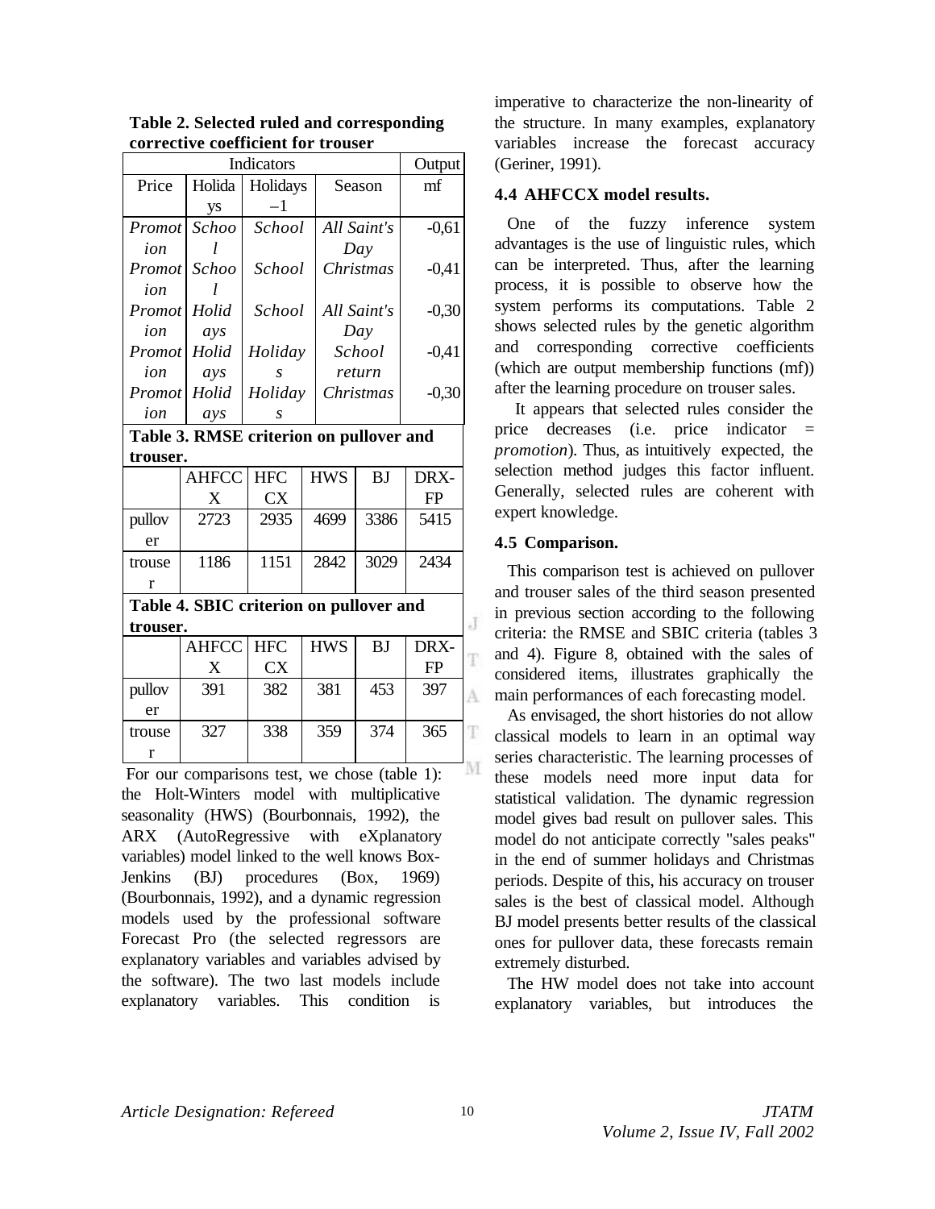**Table 2. Selected ruled and corresponding corrective coefficient for trouser**

| Indicators | | | | Output |
|---|---|---|---|---|
| Price | Holidays | Holidays –1 | Season | mf |
| *Promotion* | *School* | *School* | *All Saint's Day* | -0,61 |
| *Promotion* | *School* | *School* | *Christmas* | -0,41 |
| *Promotion* | *Holidays* | *School* | *All Saint's Day* | -0,30 |
| *Promotion* | *Holidays* | *Holidays* | *School return* | -0,41 |
| *Promotion* | *Holidays* | *Holidays* | *Christmas* | -0,30 |

**Table 3. RMSE criterion on pullover and trouser.**

| | AHFCCX | HFCCX | HWS | BJ | DRX-FP |
|---|---|---|---|---|---|
| pullover | 2723 | 2935 | 4699 | 3386 | 5415 |
| trouser | 1186 | 1151 | 2842 | 3029 | 2434 |

**Table 4. SBIC criterion on pullover and trouser.**

| | AHFCCX | HFCCX | HWS | BJ | DRX-FP |
|---|---|---|---|---|---|
| pullover | 391 | 382 | 381 | 453 | 397 |
| trouser | 327 | 338 | 359 | 374 | 365 |

For our comparisons test, we chose (table 1): the Holt-Winters model with multiplicative seasonality (HWS) (Bourbonnais, 1992), the ARX (AutoRegressive with eXplanatory variables) model linked to the well knows Box-Jenkins (BJ) procedures (Box, 1969) (Bourbonnais, 1992), and a dynamic regression models used by the professional software Forecast Pro (the selected regressors are explanatory variables and variables advised by the software). The two last models include explanatory variables. This condition is imperative to characterize the non-linearity of the structure. In many examples, explanatory variables increase the forecast accuracy (Geriner, 1991).

### 4.4 AHFCCX model results.

One of the fuzzy inference system advantages is the use of linguistic rules, which can be interpreted. Thus, after the learning process, it is possible to observe how the system performs its computations. Table 2 shows selected rules by the genetic algorithm and corresponding corrective coefficients (which are output membership functions (mf)) after the learning procedure on trouser sales.

It appears that selected rules consider the price decreases (i.e. price indicator = *promotion*). Thus, as intuitively expected, the selection method judges this factor influent. Generally, selected rules are coherent with expert knowledge.

### 4.5 Comparison.

This comparison test is achieved on pullover and trouser sales of the third season presented in previous section according to the following criteria: the RMSE and SBIC criteria (tables 3 and 4). Figure 8, obtained with the sales of considered items, illustrates graphically the main performances of each forecasting model.

As envisaged, the short histories do not allow classical models to learn in an optimal way series characteristic. The learning processes of these models need more input data for statistical validation. The dynamic regression model gives bad result on pullover sales. This model do not anticipate correctly "sales peaks" in the end of summer holidays and Christmas periods. Despite of this, his accuracy on trouser sales is the best of classical model. Although BJ model presents better results of the classical ones for pullover data, these forecasts remain extremely disturbed.

The HW model does not take into account explanatory variables, but introduces the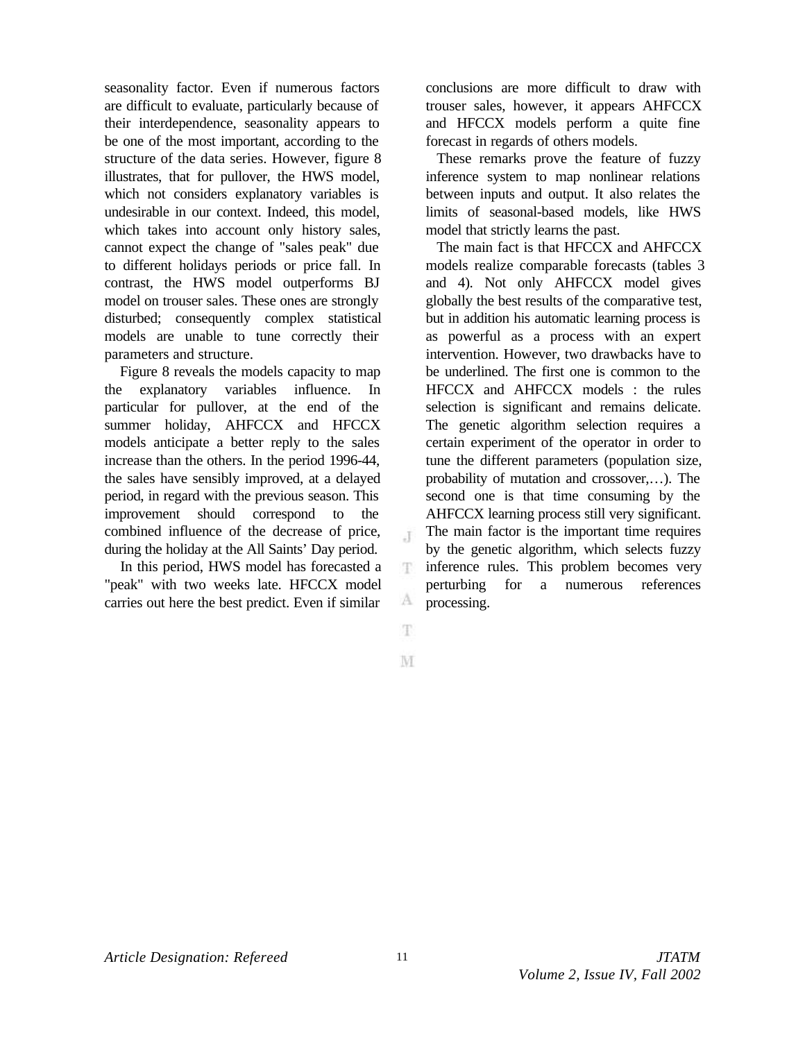seasonality factor. Even if numerous factors are difficult to evaluate, particularly because of their interdependence, seasonality appears to be one of the most important, according to the structure of the data series. However, figure 8 illustrates, that for pullover, the HWS model, which not considers explanatory variables is undesirable in our context. Indeed, this model, which takes into account only history sales, cannot expect the change of "sales peak" due to different holidays periods or price fall. In contrast, the HWS model outperforms BJ model on trouser sales. These ones are strongly disturbed; consequently complex statistical models are unable to tune correctly their parameters and structure.

Figure 8 reveals the models capacity to map the explanatory variables influence. In particular for pullover, at the end of the summer holiday, AHFCCX and HFCCX models anticipate a better reply to the sales increase than the others. In the period 1996-44, the sales have sensibly improved, at a delayed period, in regard with the previous season. This improvement should correspond to the combined influence of the decrease of price, during the holiday at the All Saints' Day period.

In this period, HWS model has forecasted a "peak" with two weeks late. HFCCX model carries out here the best predict. Even if similar conclusions are more difficult to draw with trouser sales, however, it appears AHFCCX and HFCCX models perform a quite fine forecast in regards of others models.

These remarks prove the feature of fuzzy inference system to map nonlinear relations between inputs and output. It also relates the limits of seasonal-based models, like HWS model that strictly learns the past.

The main fact is that HFCCX and AHFCCX models realize comparable forecasts (tables 3 and 4). Not only AHFCCX model gives globally the best results of the comparative test, but in addition his automatic learning process is as powerful as a process with an expert intervention. However, two drawbacks have to be underlined. The first one is common to the HFCCX and AHFCCX models : the rules selection is significant and remains delicate. The genetic algorithm selection requires a certain experiment of the operator in order to tune the different parameters (population size, probability of mutation and crossover,…). The second one is that time consuming by the AHFCCX learning process still very significant. The main factor is the important time requires by the genetic algorithm, which selects fuzzy inference rules. This problem becomes very perturbing for a numerous references processing.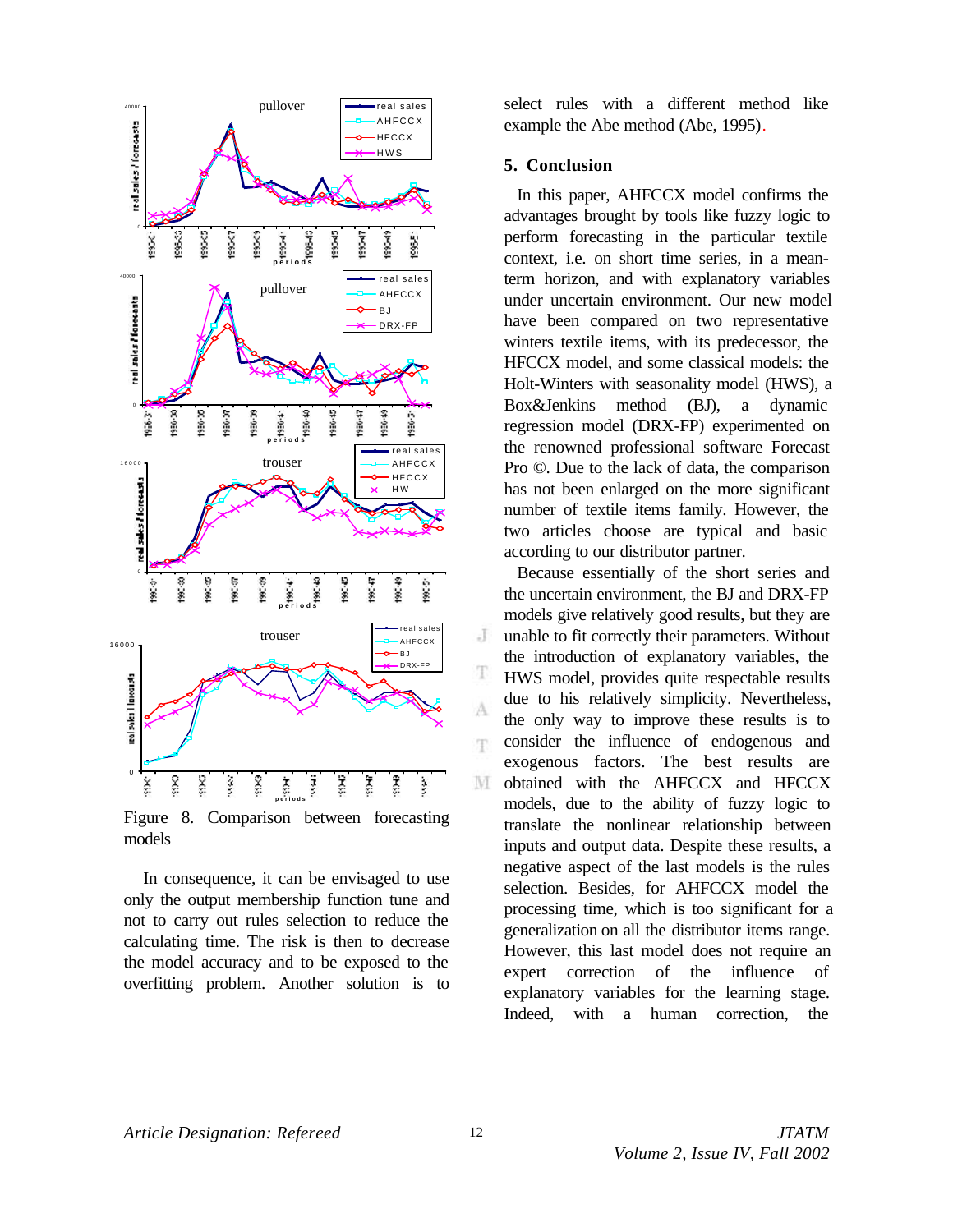Figure 8. Comparison between forecasting models

In consequence, it can be envisaged to use only the output membership function tune and not to carry out rules selection to reduce the calculating time. The risk is then to decrease the model accuracy and to be exposed to the overfitting problem. Another solution is to select rules with a different method like example the Abe method (Abe, 1995).

## 5. Conclusion

In this paper, AHFCCX model confirms the advantages brought by tools like fuzzy logic to perform forecasting in the particular textile context, i.e. on short time series, in a mean-term horizon, and with explanatory variables under uncertain environment. Our new model have been compared on two representative winters textile items, with its predecessor, the HFCCX model, and some classical models: the Holt-Winters with seasonality model (HWS), a Box&Jenkins method (BJ), a dynamic regression model (DRX-FP) experimented on the renowned professional software Forecast Pro ©. Due to the lack of data, the comparison has not been enlarged on the more significant number of textile items family. However, the two articles choose are typical and basic according to our distributor partner.

Because essentially of the short series and the uncertain environment, the BJ and DRX-FP models give relatively good results, but they are unable to fit correctly their parameters. Without the introduction of explanatory variables, the HWS model, provides quite respectable results due to his relatively simplicity. Nevertheless, the only way to improve these results is to consider the influence of endogenous and exogenous factors. The best results are obtained with the AHFCCX and HFCCX models, due to the ability of fuzzy logic to translate the nonlinear relationship between inputs and output data. Despite these results, a negative aspect of the last models is the rules selection. Besides, for AHFCCX model the processing time, which is too significant for a generalization on all the distributor items range. However, this last model does not require an expert correction of the influence of explanatory variables for the learning stage. Indeed, with a human correction, the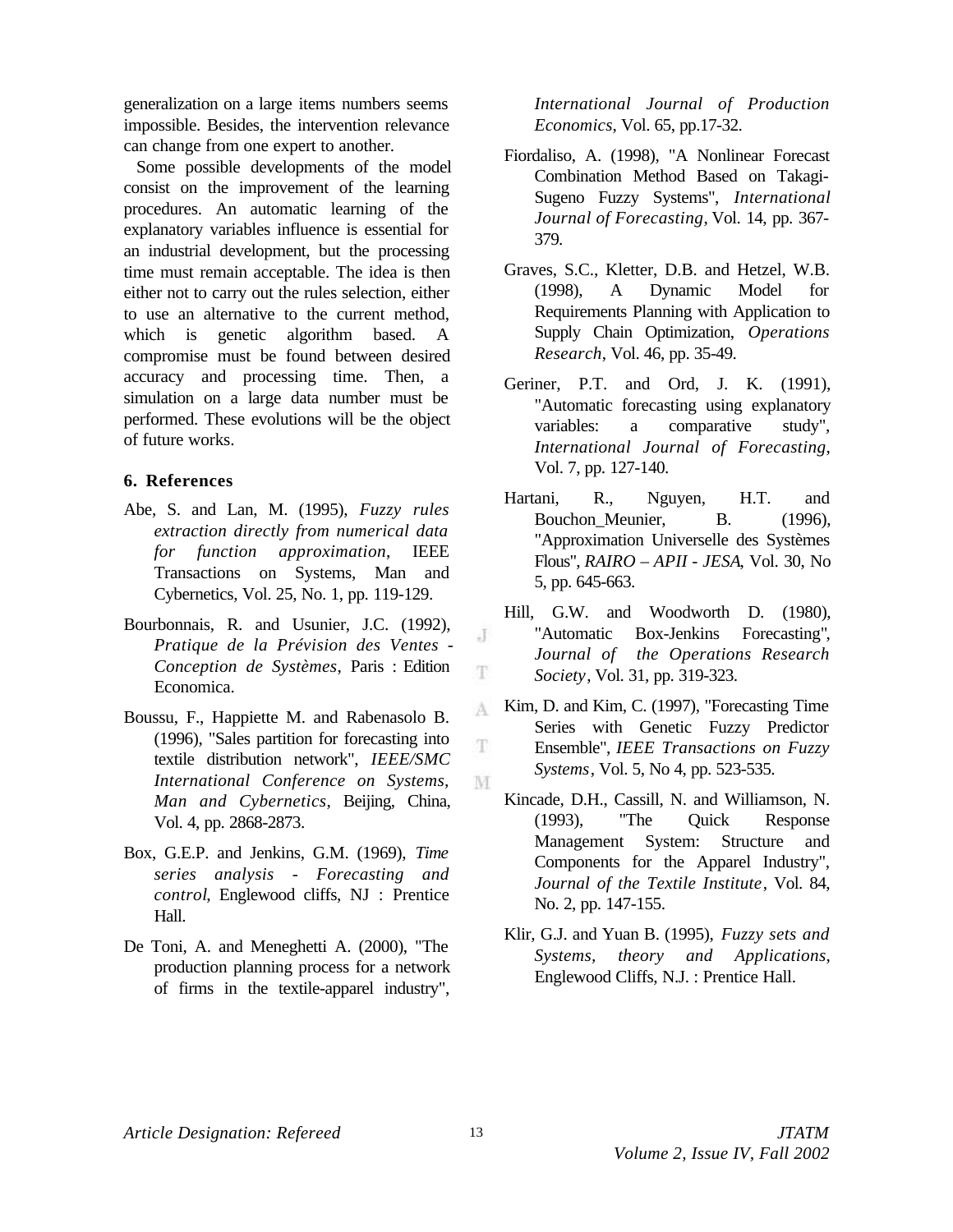generalization on a large items numbers seems impossible. Besides, the intervention relevance can change from one expert to another.

Some possible developments of the model consist on the improvement of the learning procedures. An automatic learning of the explanatory variables influence is essential for an industrial development, but the processing time must remain acceptable. The idea is then either not to carry out the rules selection, either to use an alternative to the current method, which is genetic algorithm based. A compromise must be found between desired accuracy and processing time. Then, a simulation on a large data number must be performed. These evolutions will be the object of future works.

## 6. References

Abe, S. and Lan, M. (1995), *Fuzzy rules extraction directly from numerical data for function approximation*, IEEE Transactions on Systems, Man and Cybernetics, Vol. 25, No. 1, pp. 119-129.

Bourbonnais, R. and Usunier, J.C. (1992), *Pratique de la Prévision des Ventes - Conception de Systèmes*, Paris : Edition Economica.

Boussu, F., Happiette M. and Rabenasolo B. (1996), "Sales partition for forecasting into textile distribution network", *IEEE/SMC International Conference on Systems, Man and Cybernetics*, Beijing, China, Vol. 4, pp. 2868-2873.

Box, G.E.P. and Jenkins, G.M. (1969), *Time series analysis - Forecasting and control*, Englewood cliffs, NJ : Prentice Hall.

De Toni, A. and Meneghetti A. (2000), "The production planning process for a network of firms in the textile-apparel industry", *International Journal of Production Economics*, Vol. 65, pp.17-32.

Fiordaliso, A. (1998), "A Nonlinear Forecast Combination Method Based on Takagi-Sugeno Fuzzy Systems", *International Journal of Forecasting*, Vol. 14, pp. 367-379.

Graves, S.C., Kletter, D.B. and Hetzel, W.B. (1998), A Dynamic Model for Requirements Planning with Application to Supply Chain Optimization, *Operations Research*, Vol. 46, pp. 35-49.

Geriner, P.T. and Ord, J. K. (1991), "Automatic forecasting using explanatory variables: a comparative study", *International Journal of Forecasting*, Vol. 7, pp. 127-140.

Hartani, R., Nguyen, H.T. and Bouchon_Meunier, B. (1996), "Approximation Universelle des Systèmes Flous", *RAIRO – APII - JESA*, Vol. 30, No 5, pp. 645-663.

Hill, G.W. and Woodworth D. (1980), "Automatic Box-Jenkins Forecasting", *Journal of the Operations Research Society*, Vol. 31, pp. 319-323.

Kim, D. and Kim, C. (1997), "Forecasting Time Series with Genetic Fuzzy Predictor Ensemble", *IEEE Transactions on Fuzzy Systems*, Vol. 5, No 4, pp. 523-535.

Kincade, D.H., Cassill, N. and Williamson, N. (1993), "The Quick Response Management System: Structure and Components for the Apparel Industry", *Journal of the Textile Institute*, Vol. 84, No. 2, pp. 147-155.

Klir, G.J. and Yuan B. (1995), *Fuzzy sets and Systems, theory and Applications*, Englewood Cliffs, N.J. : Prentice Hall.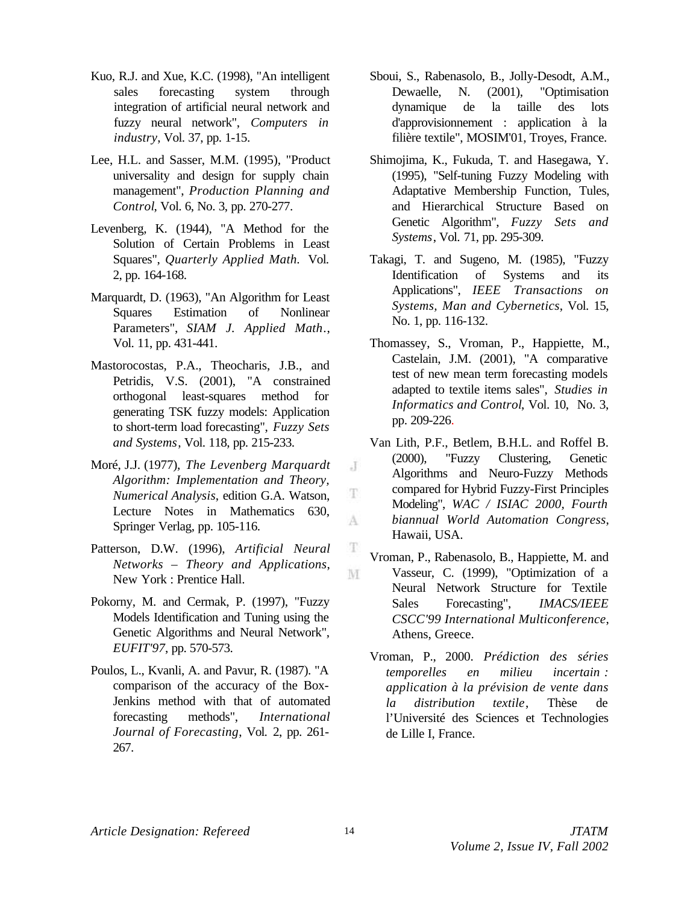Kuo, R.J. and Xue, K.C. (1998), "An intelligent sales forecasting system through integration of artificial neural network and fuzzy neural network", *Computers in industry*, Vol. 37, pp. 1-15.

Lee, H.L. and Sasser, M.M. (1995), "Product universality and design for supply chain management", *Production Planning and Control*, Vol. 6, No. 3, pp. 270-277.

Levenberg, K. (1944), "A Method for the Solution of Certain Problems in Least Squares", *Quarterly Applied Math.* Vol. 2, pp. 164-168.

Marquardt, D. (1963), "An Algorithm for Least Squares Estimation of Nonlinear Parameters", *SIAM J. Applied Math.*, Vol. 11, pp. 431-441.

Mastorocostas, P.A., Theocharis, J.B., and Petridis, V.S. (2001), "A constrained orthogonal least-squares method for generating TSK fuzzy models: Application to short-term load forecasting", *Fuzzy Sets and Systems*, Vol. 118, pp. 215-233.

Moré, J.J. (1977), *The Levenberg Marquardt Algorithm: Implementation and Theory, Numerical Analysis*, edition G.A. Watson, Lecture Notes in Mathematics 630, Springer Verlag, pp. 105-116.

Patterson, D.W. (1996), *Artificial Neural Networks – Theory and Applications*, New York : Prentice Hall.

Pokorny, M. and Cermak, P. (1997), "Fuzzy Models Identification and Tuning using the Genetic Algorithms and Neural Network", *EUFIT'97*, pp. 570-573.

Poulos, L., Kvanli, A. and Pavur, R. (1987). "A comparison of the accuracy of the Box-Jenkins method with that of automated forecasting methods", *International Journal of Forecasting*, Vol. 2, pp. 261-267.

Sboui, S., Rabenasolo, B., Jolly-Desodt, A.M., Dewaelle, N. (2001), "Optimisation dynamique de la taille des lots d'approvisionnement : application à la filière textile", MOSIM'01, Troyes, France.

Shimojima, K., Fukuda, T. and Hasegawa, Y. (1995), "Self-tuning Fuzzy Modeling with Adaptative Membership Function, Tules, and Hierarchical Structure Based on Genetic Algorithm", *Fuzzy Sets and Systems*, Vol. 71, pp. 295-309.

Takagi, T. and Sugeno, M. (1985), "Fuzzy Identification of Systems and its Applications", *IEEE Transactions on Systems, Man and Cybernetics*, Vol. 15, No. 1, pp. 116-132.

Thomassey, S., Vroman, P., Happiette, M., Castelain, J.M. (2001), "A comparative test of new mean term forecasting models adapted to textile items sales", *Studies in Informatics and Control*, Vol. 10, No. 3, pp. 209-226.

Van Lith, P.F., Betlem, B.H.L. and Roffel B. (2000), "Fuzzy Clustering, Genetic Algorithms and Neuro-Fuzzy Methods compared for Hybrid Fuzzy-First Principles Modeling", *WAC / ISIAC 2000, Fourth biannual World Automation Congress*, Hawaii, USA.

Vroman, P., Rabenasolo, B., Happiette, M. and Vasseur, C. (1999), "Optimization of a Neural Network Structure for Textile Sales Forecasting", *IMACS/IEEE CSCC'99 International Multiconference*, Athens, Greece.

Vroman, P., 2000. *Prédiction des séries temporelles en milieu incertain : application à la prévision de vente dans la distribution textile*, Thèse de l'Université des Sciences et Technologies de Lille I, France.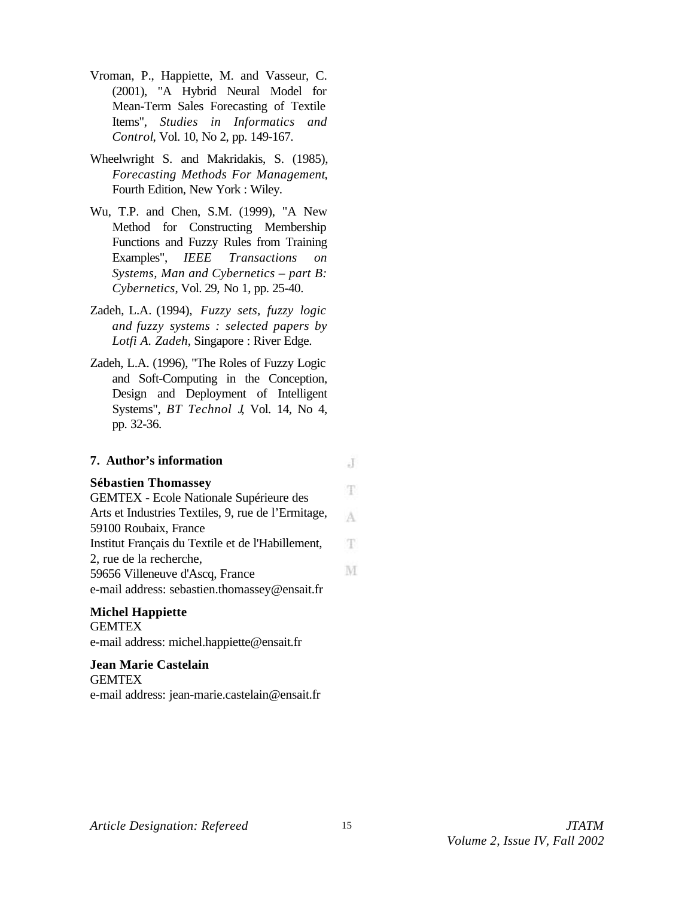Vroman, P., Happiette, M. and Vasseur, C. (2001), "A Hybrid Neural Model for Mean-Term Sales Forecasting of Textile Items", *Studies in Informatics and Control*, Vol. 10, No 2, pp. 149-167.

Wheelwright S. and Makridakis, S. (1985), *Forecasting Methods For Management*, Fourth Edition, New York : Wiley.

Wu, T.P. and Chen, S.M. (1999), "A New Method for Constructing Membership Functions and Fuzzy Rules from Training Examples", *IEEE Transactions on Systems, Man and Cybernetics – part B: Cybernetics*, Vol. 29, No 1, pp. 25-40.

Zadeh, L.A. (1994), *Fuzzy sets, fuzzy logic and fuzzy systems : selected papers by Lotfi A. Zadeh*, Singapore : River Edge.

Zadeh, L.A. (1996), "The Roles of Fuzzy Logic and Soft-Computing in the Conception, Design and Deployment of Intelligent Systems", *BT Technol J*, Vol. 14, No 4, pp. 32-36.

## 7. Author's information

**Sébastien Thomassey**
GEMTEX - Ecole Nationale Supérieure des Arts et Industries Textiles, 9, rue de l'Ermitage, 59100 Roubaix, France
Institut Français du Textile et de l'Habillement, 2, rue de la recherche,
59656 Villeneuve d'Ascq, France
e-mail address: sebastien.thomassey@ensait.fr

**Michel Happiette**
GEMTEX
e-mail address: michel.happiette@ensait.fr

**Jean Marie Castelain**
GEMTEX
e-mail address: jean-marie.castelain@ensait.fr